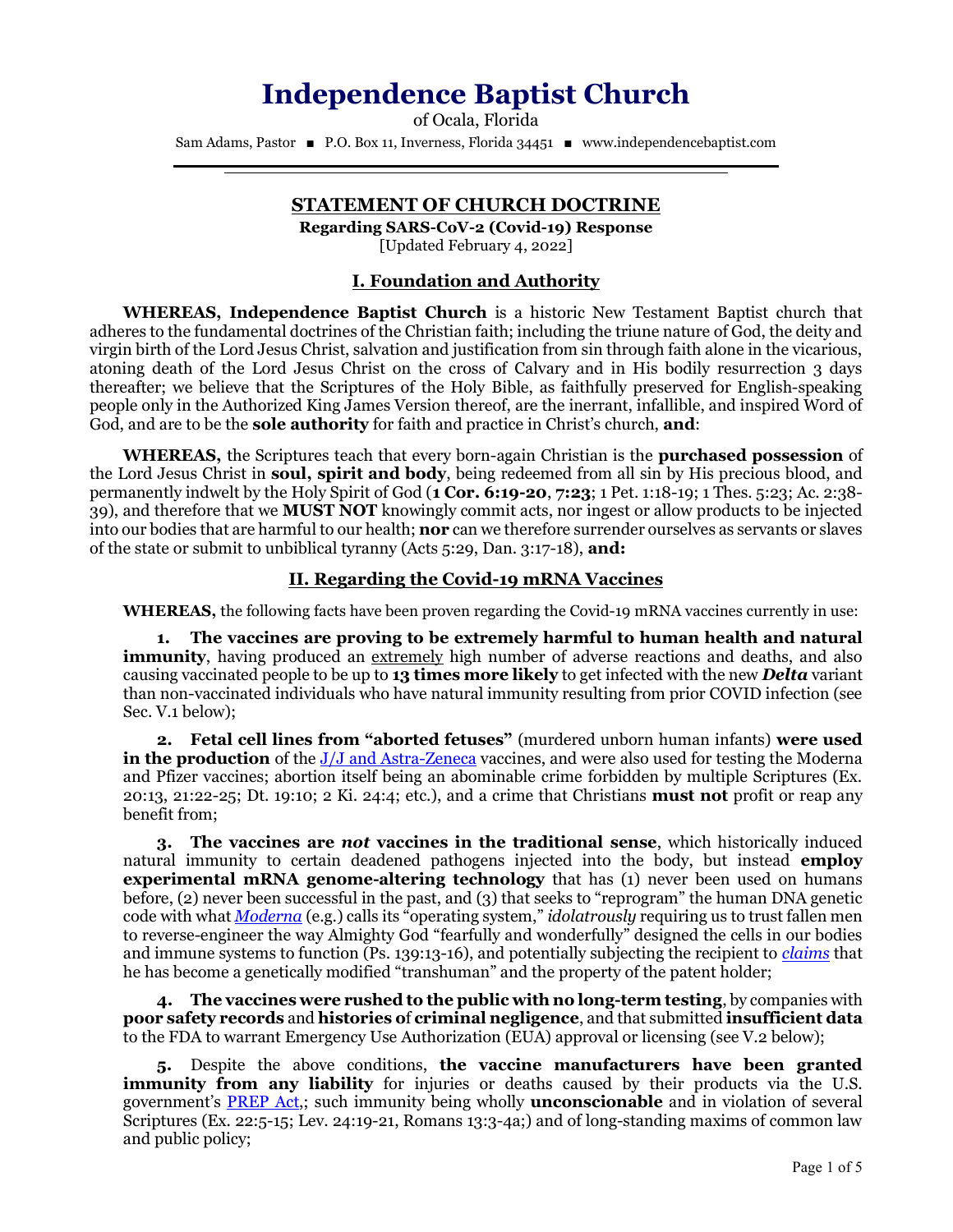# Independence Baptist Church

of Ocala, Florida

Sam Adams, Pastor ■ P.O. Box 11, Inverness, Florida 34451 ■ www.independencebaptist.com

---

## STATEMENT OF CHURCH DOCTRINE

**Regarding SARS-CoV-2 (Covid-19) Response**

[Updated February 4, 2022]

### I. Foundation and Authority

**WHEREAS, Independence Baptist Church** is a historic New Testament Baptist church that adheres to the fundamental doctrines of the Christian faith; including the triune nature of God, the deity and virgin birth of the Lord Jesus Christ, salvation and justification from sin through faith alone in the vicarious, atoning death of the Lord Jesus Christ on the cross of Calvary and in His bodily resurrection 3 days thereafter; we believe that the Scriptures of the Holy Bible, as faithfully preserved for English-speaking people only in the Authorized King James Version thereof, are the inerrant, infallible, and inspired Word of God, and are to be the **sole authority** for faith and practice in Christ's church, **and**:

**WHEREAS,** the Scriptures teach that every born-again Christian is the **purchased possession** of the Lord Jesus Christ in **soul, spirit and body**, being redeemed from all sin by His precious blood, and permanently indwelt by the Holy Spirit of God (**1 Cor. 6:19-20**, **7:23**; 1 Pet. 1:18-19; 1 Thes. 5:23; Ac. 2:38-39), and therefore that we **MUST NOT** knowingly commit acts, nor ingest or allow products to be injected into our bodies that are harmful to our health; **nor** can we therefore surrender ourselves as servants or slaves of the state or submit to unbiblical tyranny (Acts 5:29, Dan. 3:17-18), **and:**

### II. Regarding the Covid-19 mRNA Vaccines

**WHEREAS,** the following facts have been proven regarding the Covid-19 mRNA vaccines currently in use:

**1. The vaccines are proving to be extremely harmful to human health and natural immunity**, having produced an extremely high number of adverse reactions and deaths, and also causing vaccinated people to be up to **13 times more likely** to get infected with the new ***Delta*** variant than non-vaccinated individuals who have natural immunity resulting from prior COVID infection (see Sec. V.1 below);

**2. Fetal cell lines from "aborted fetuses"** (murdered unborn human infants) **were used in the production** of the J/J and Astra-Zeneca vaccines, and were also used for testing the Moderna and Pfizer vaccines; abortion itself being an abominable crime forbidden by multiple Scriptures (Ex. 20:13, 21:22-25; Dt. 19:10; 2 Ki. 24:4; etc.), and a crime that Christians **must not** profit or reap any benefit from;

**3. The vaccines are *not* vaccines in the traditional sense**, which historically induced natural immunity to certain deadened pathogens injected into the body, but instead **employ experimental mRNA genome-altering technology** that has (1) never been used on humans before, (2) never been successful in the past, and (3) that seeks to "reprogram" the human DNA genetic code with what *Moderna* (e.g.) calls its "operating system," *idolatrously* requiring us to trust fallen men to reverse-engineer the way Almighty God "fearfully and wonderfully" designed the cells in our bodies and immune systems to function (Ps. 139:13-16), and potentially subjecting the recipient to *claims* that he has become a genetically modified "transhuman" and the property of the patent holder;

**4. The vaccines were rushed to the public with no long-term testing**, by companies with **poor safety records** and **histories of criminal negligence**, and that submitted **insufficient data** to the FDA to warrant Emergency Use Authorization (EUA) approval or licensing (see V.2 below);

**5.** Despite the above conditions, **the vaccine manufacturers have been granted immunity from any liability** for injuries or deaths caused by their products via the U.S. government's PREP Act,; such immunity being wholly **unconscionable** and in violation of several Scriptures (Ex. 22:5-15; Lev. 24:19-21, Romans 13:3-4a;) and of long-standing maxims of common law and public policy;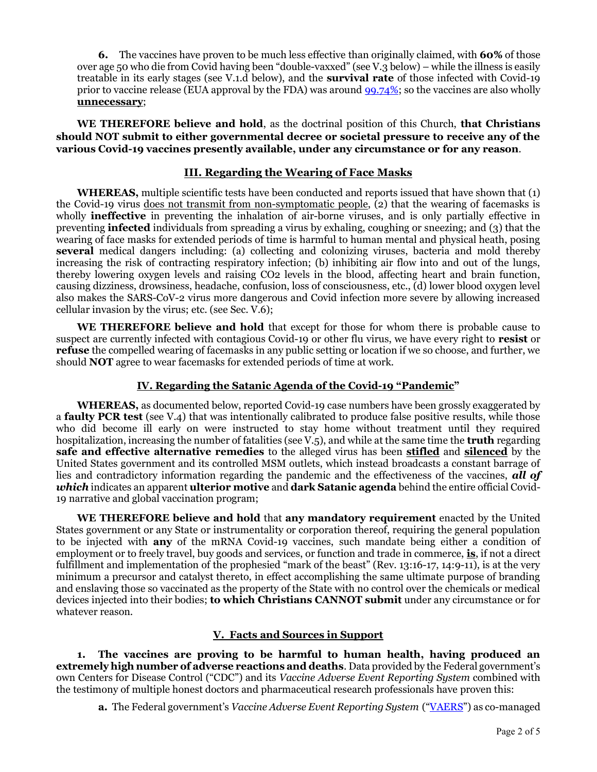**6.** The vaccines have proven to be much less effective than originally claimed, with **60%** of those over age 50 who die from Covid having been "double-vaxxed" (see V.3 below) – while the illness is easily treatable in its early stages (see V.1.d below), and the **survival rate** of those infected with Covid-19 prior to vaccine release (EUA approval by the FDA) was around [99.74%](); so the vaccines are also wholly **unnecessary**;

**WE THEREFORE believe and hold**, as the doctrinal position of this Church, **that Christians should NOT submit to either governmental decree or societal pressure to receive any of the various Covid-19 vaccines presently available, under any circumstance or for any reason**.

## III. Regarding the Wearing of Face Masks

**WHEREAS,** multiple scientific tests have been conducted and reports issued that have shown that (1) the Covid-19 virus does not transmit from non-symptomatic people, (2) that the wearing of facemasks is wholly **ineffective** in preventing the inhalation of air-borne viruses, and is only partially effective in preventing **infected** individuals from spreading a virus by exhaling, coughing or sneezing; and (3) that the wearing of face masks for extended periods of time is harmful to human mental and physical heath, posing **several** medical dangers including: (a) collecting and colonizing viruses, bacteria and mold thereby increasing the risk of contracting respiratory infection; (b) inhibiting air flow into and out of the lungs, thereby lowering oxygen levels and raising $CO_2$ levels in the blood, affecting heart and brain function, causing dizziness, drowsiness, headache, confusion, loss of consciousness, etc., (d) lower blood oxygen level also makes the SARS-CoV-2 virus more dangerous and Covid infection more severe by allowing increased cellular invasion by the virus; etc. (see Sec. V.6);

**WE THEREFORE believe and hold** that except for those for whom there is probable cause to suspect are currently infected with contagious Covid-19 or other flu virus, we have every right to **resist** or **refuse** the compelled wearing of facemasks in any public setting or location if we so choose, and further, we should **NOT** agree to wear facemasks for extended periods of time at work.

## IV. Regarding the Satanic Agenda of the Covid-19 "Pandemic"

**WHEREAS,** as documented below, reported Covid-19 case numbers have been grossly exaggerated by a **faulty PCR test** (see V.4) that was intentionally calibrated to produce false positive results, while those who did become ill early on were instructed to stay home without treatment until they required hospitalization, increasing the number of fatalities (see V.5), and while at the same time the **truth** regarding **safe and effective alternative remedies** to the alleged virus has been **stifled** and **silenced** by the United States government and its controlled MSM outlets, which instead broadcasts a constant barrage of lies and contradictory information regarding the pandemic and the effectiveness of the vaccines, ***all of which*** indicates an apparent **ulterior motive** and **dark Satanic agenda** behind the entire official Covid-19 narrative and global vaccination program;

**WE THEREFORE believe and hold** that **any mandatory requirement** enacted by the United States government or any State or instrumentality or corporation thereof, requiring the general population to be injected with **any** of the mRNA Covid-19 vaccines, such mandate being either a condition of employment or to freely travel, buy goods and services, or function and trade in commerce, **is**, if not a direct fulfillment and implementation of the prophesied "mark of the beast" (Rev. 13:16-17, 14:9-11), is at the very minimum a precursor and catalyst thereto, in effect accomplishing the same ultimate purpose of branding and enslaving those so vaccinated as the property of the State with no control over the chemicals or medical devices injected into their bodies; **to which Christians CANNOT submit** under any circumstance or for whatever reason.

## V. Facts and Sources in Support

**1. The vaccines are proving to be harmful to human health, having produced an extremely high number of adverse reactions and deaths**. Data provided by the Federal government's own Centers for Disease Control ("CDC") and its *Vaccine Adverse Event Reporting System* combined with the testimony of multiple honest doctors and pharmaceutical research professionals have proven this:

**a.** The Federal government's *Vaccine Adverse Event Reporting System* ("[VAERS]()") as co-managed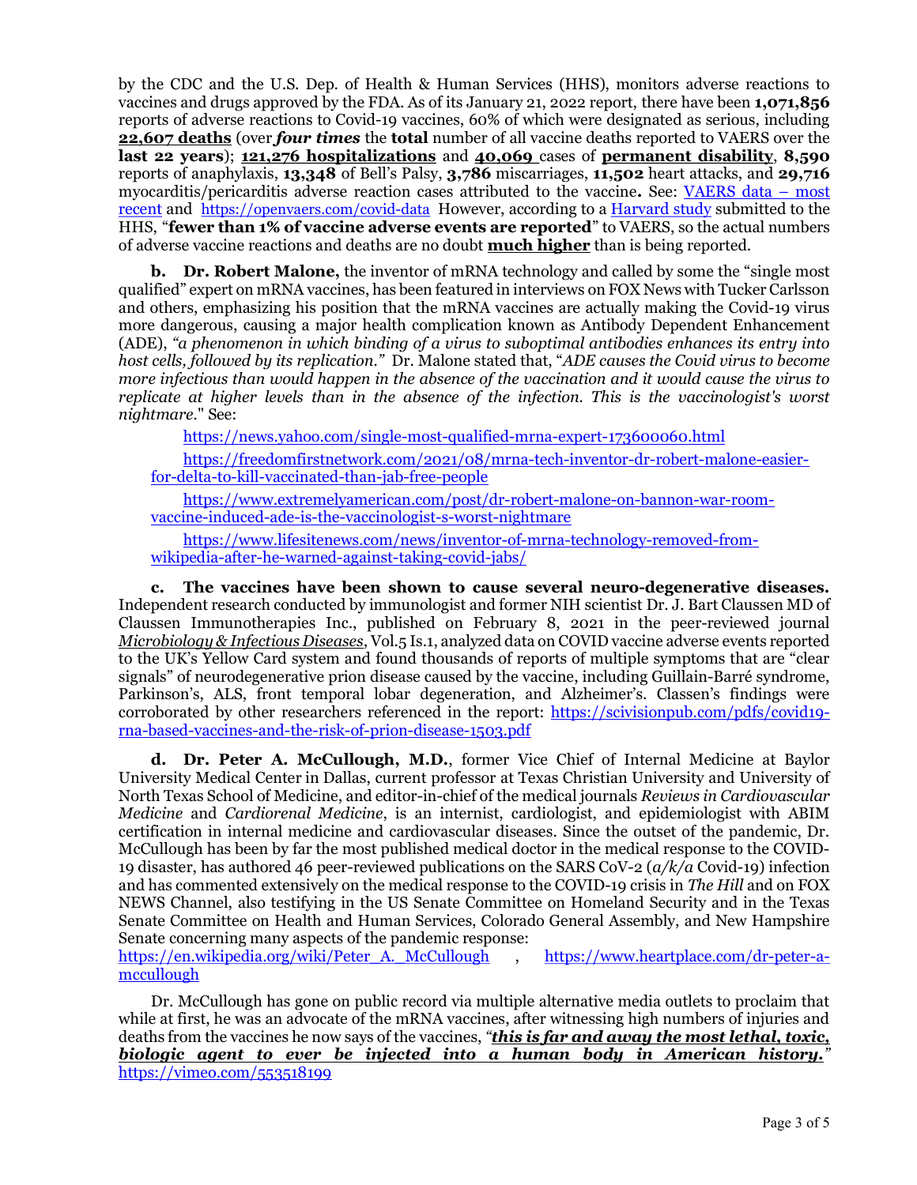by the CDC and the U.S. Dep. of Health & Human Services (HHS), monitors adverse reactions to vaccines and drugs approved by the FDA. As of its January 21, 2022 report, there have been **1,071,856** reports of adverse reactions to Covid-19 vaccines, 60% of which were designated as serious, including **22,607 deaths** (over ***four times*** the **total** number of all vaccine deaths reported to VAERS over the **last 22 years**); **121,276 hospitalizations** and **40,069** cases of **permanent disability**, **8,590** reports of anaphylaxis, **13,348** of Bell's Palsy, **3,786** miscarriages, **11,502** heart attacks, and **29,716** myocarditis/pericarditis adverse reaction cases attributed to the vaccine**.** See: VAERS data – most recent and https://openvaers.com/covid-data However, according to a Harvard study submitted to the HHS, "**fewer than 1% of vaccine adverse events are reported**" to VAERS, so the actual numbers of adverse vaccine reactions and deaths are no doubt **much higher** than is being reported.

**b. Dr. Robert Malone,** the inventor of mRNA technology and called by some the "single most qualified" expert on mRNA vaccines, has been featured in interviews on FOX News with Tucker Carlsson and others, emphasizing his position that the mRNA vaccines are actually making the Covid-19 virus more dangerous, causing a major health complication known as Antibody Dependent Enhancement (ADE), *"a phenomenon in which binding of a virus to suboptimal antibodies enhances its entry into host cells, followed by its replication."* Dr. Malone stated that, "*ADE causes the Covid virus to become more infectious than would happen in the absence of the vaccination and it would cause the virus to replicate at higher levels than in the absence of the infection. This is the vaccinologist's worst nightmare*." See:

https://news.yahoo.com/single-most-qualified-mrna-expert-173600060.html

https://freedomfirstnetwork.com/2021/08/mrna-tech-inventor-dr-robert-malone-easier-for-delta-to-kill-vaccinated-than-jab-free-people

https://www.extremelyamerican.com/post/dr-robert-malone-on-bannon-war-room-vaccine-induced-ade-is-the-vaccinologist-s-worst-nightmare

https://www.lifesitenews.com/news/inventor-of-mrna-technology-removed-from-wikipedia-after-he-warned-against-taking-covid-jabs/

**c. The vaccines have been shown to cause several neuro-degenerative diseases.** Independent research conducted by immunologist and former NIH scientist Dr. J. Bart Claussen MD of Claussen Immunotherapies Inc., published on February 8, 2021 in the peer-reviewed journal *Microbiology & Infectious Diseases*, Vol.5 Is.1, analyzed data on COVID vaccine adverse events reported to the UK's Yellow Card system and found thousands of reports of multiple symptoms that are "clear signals" of neurodegenerative prion disease caused by the vaccine, including Guillain-Barré syndrome, Parkinson's, ALS, front temporal lobar degeneration, and Alzheimer's. Classen's findings were corroborated by other researchers referenced in the report: https://scivisionpub.com/pdfs/covid19-rna-based-vaccines-and-the-risk-of-prion-disease-1503.pdf

**d. Dr. Peter A. McCullough, M.D.**, former Vice Chief of Internal Medicine at Baylor University Medical Center in Dallas, current professor at Texas Christian University and University of North Texas School of Medicine, and editor-in-chief of the medical journals *Reviews in Cardiovascular Medicine* and *Cardiorenal Medicine*, is an internist, cardiologist, and epidemiologist with ABIM certification in internal medicine and cardiovascular diseases. Since the outset of the pandemic, Dr. McCullough has been by far the most published medical doctor in the medical response to the COVID-19 disaster, has authored 46 peer-reviewed publications on the SARS CoV-2 (*a/k/a* Covid-19) infection and has commented extensively on the medical response to the COVID-19 crisis in *The Hill* and on FOX NEWS Channel, also testifying in the US Senate Committee on Homeland Security and in the Texas Senate Committee on Health and Human Services, Colorado General Assembly, and New Hampshire Senate concerning many aspects of the pandemic response: https://en.wikipedia.org/wiki/Peter_A._McCullough , https://www.heartplace.com/dr-peter-a-mccullough

Dr. McCullough has gone on public record via multiple alternative media outlets to proclaim that while at first, he was an advocate of the mRNA vaccines, after witnessing high numbers of injuries and deaths from the vaccines he now says of the vaccines, *"**this is far and away the most lethal, toxic, biologic agent to ever be injected into a human body in American history.**"* https://vimeo.com/553518199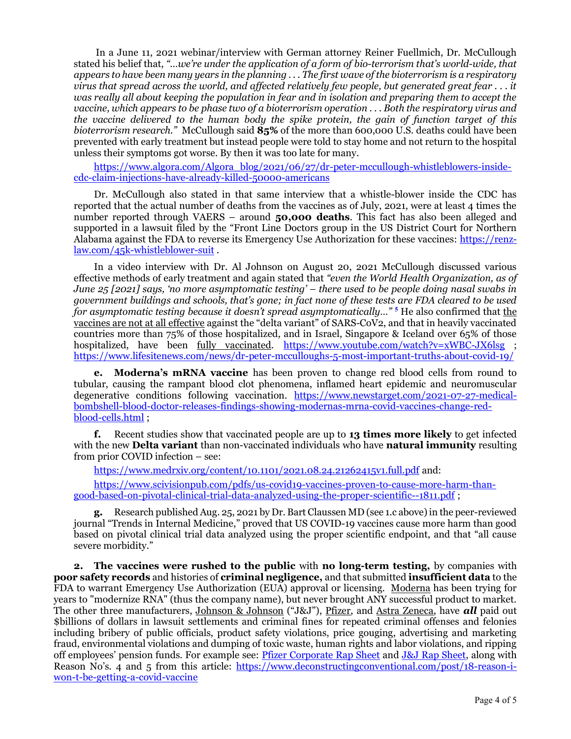In a June 11, 2021 webinar/interview with German attorney Reiner Fuellmich, Dr. McCullough stated his belief that, *"…we're under the application of a form of bio-terrorism that's world-wide, that appears to have been many years in the planning . . . The first wave of the bioterrorism is a respiratory virus that spread across the world, and affected relatively few people, but generated great fear . . . it was really all about keeping the population in fear and in isolation and preparing them to accept the vaccine, which appears to be phase two of a bioterrorism operation . . . Both the respiratory virus and the vaccine delivered to the human body the spike protein, the gain of function target of this bioterrorism research."* McCullough said **85%** of the more than 600,000 U.S. deaths could have been prevented with early treatment but instead people were told to stay home and not return to the hospital unless their symptoms got worse. By then it was too late for many.

https://www.algora.com/Algora_blog/2021/06/27/dr-peter-mccullough-whistleblowers-inside-cdc-claim-injections-have-already-killed-50000-americans

Dr. McCullough also stated in that same interview that a whistle-blower inside the CDC has reported that the actual number of deaths from the vaccines as of July, 2021, were at least 4 times the number reported through VAERS – around **50,000 deaths**. This fact has also been alleged and supported in a lawsuit filed by the "Front Line Doctors group in the US District Court for Northern Alabama against the FDA to reverse its Emergency Use Authorization for these vaccines: https://renz-law.com/45k-whistleblower-suit .

In a video interview with Dr. Al Johnson on August 20, 2021 McCullough discussed various effective methods of early treatment and again stated that *"even the World Health Organization, as of June 25 [2021] says, 'no more asymptomatic testing' – there used to be people doing nasal swabs in government buildings and schools, that's gone; in fact none of these tests are FDA cleared to be used for asymptomatic testing because it doesn't spread asymptomatically…"* [5] He also confirmed that <u>the vaccines are not at all effective</u> against the "delta variant" of SARS-CoV2, and that in heavily vaccinated countries more than 75% of those hospitalized, and in Israel, Singapore & Iceland over 65% of those hospitalized, have been <u>fully vaccinated</u>. https://www.youtube.com/watch?v=xWBC-JX6lsg ; https://www.lifesitenews.com/news/dr-peter-mcculloughs-5-most-important-truths-about-covid-19/

**e. Moderna's mRNA vaccine** has been proven to change red blood cells from round to tubular, causing the rampant blood clot phenomena, inflamed heart epidemic and neuromuscular degenerative conditions following vaccination. https://www.newstarget.com/2021-07-27-medical-bombshell-blood-doctor-releases-findings-showing-modernas-mrna-covid-vaccines-change-red-blood-cells.html ;

**f.** Recent studies show that vaccinated people are up to **13 times more likely** to get infected with the new **Delta variant** than non-vaccinated individuals who have **natural immunity** resulting from prior COVID infection – see:

https://www.medrxiv.org/content/10.1101/2021.08.24.21262415v1.full.pdf and:

https://www.scivisionpub.com/pdfs/us-covid19-vaccines-proven-to-cause-more-harm-than-good-based-on-pivotal-clinical-trial-data-analyzed-using-the-proper-scientific--1811.pdf ;

**g.** Research published Aug. 25, 2021 by Dr. Bart Claussen MD (see 1.c above) in the peer-reviewed journal "Trends in Internal Medicine," proved that US COVID-19 vaccines cause more harm than good based on pivotal clinical trial data analyzed using the proper scientific endpoint, and that "all cause severe morbidity."

**2. The vaccines were rushed to the public** with **no long-term testing,** by companies with **poor safety records** and histories of **criminal negligence,** and that submitted **insufficient data** to the FDA to warrant Emergency Use Authorization (EUA) approval or licensing. <u>Moderna</u> has been trying for years to "modernize RNA" (thus the company name), but never brought ANY successful product to market. The other three manufacturers, <u>Johnson & Johnson</u> ("J&J"), <u>Pfizer</u>, and <u>Astra Zeneca</u>, have ***all*** paid out $billions of dollars in lawsuit settlements and criminal fines for repeated criminal offenses and felonies including bribery of public officials, product safety violations, price gouging, advertising and marketing fraud, environmental violations and dumping of toxic waste, human rights and labor violations, and ripping off employees' pension funds. For example see: Pfizer Corporate Rap Sheet and J&J Rap Sheet, along with Reason No's. 4 and 5 from this article: https://www.deconstructingconventional.com/post/18-reason-i-won-t-be-getting-a-covid-vaccine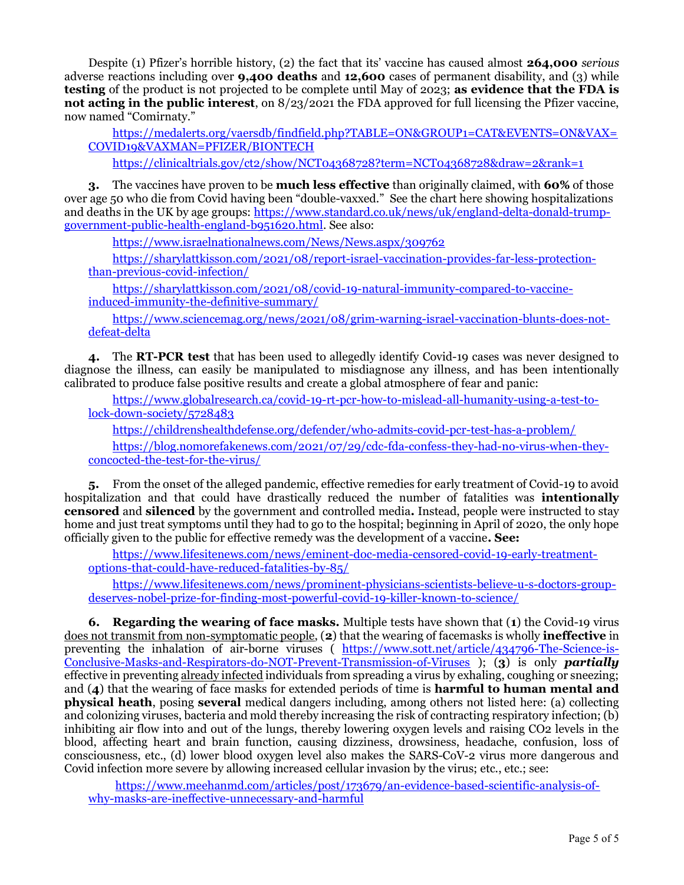Despite (1) Pfizer's horrible history, (2) the fact that its' vaccine has caused almost **264,000** *serious* adverse reactions including over **9,400 deaths** and **12,600** cases of permanent disability, and (3) while **testing** of the product is not projected to be complete until May of 2023; **as evidence that the FDA is not acting in the public interest**, on 8/23/2021 the FDA approved for full licensing the Pfizer vaccine, now named "Comirnaty."

https://medalerts.org/vaersdb/findfield.php?TABLE=ON&GROUP1=CAT&EVENTS=ON&VAX=COVID19&VAXMAN=PFIZER/BIONTECH

https://clinicaltrials.gov/ct2/show/NCT04368728?term=NCT04368728&draw=2&rank=1

**3.** The vaccines have proven to be **much less effective** than originally claimed, with **60%** of those over age 50 who die from Covid having been "double-vaxxed." See the chart here showing hospitalizations and deaths in the UK by age groups: https://www.standard.co.uk/news/uk/england-delta-donald-trump-government-public-health-england-b951620.html. See also:

https://www.israelnationalnews.com/News/News.aspx/309762

https://sharylattkisson.com/2021/08/report-israel-vaccination-provides-far-less-protection-than-previous-covid-infection/

https://sharylattkisson.com/2021/08/covid-19-natural-immunity-compared-to-vaccine-induced-immunity-the-definitive-summary/

https://www.sciencemag.org/news/2021/08/grim-warning-israel-vaccination-blunts-does-not-defeat-delta

**4.** The **RT-PCR test** that has been used to allegedly identify Covid-19 cases was never designed to diagnose the illness, can easily be manipulated to misdiagnose any illness, and has been intentionally calibrated to produce false positive results and create a global atmosphere of fear and panic:

https://www.globalresearch.ca/covid-19-rt-pcr-how-to-mislead-all-humanity-using-a-test-to-lock-down-society/5728483

https://childrenshealthdefense.org/defender/who-admits-covid-pcr-test-has-a-problem/

https://blog.nomorefakenews.com/2021/07/29/cdc-fda-confess-they-had-no-virus-when-they-concocted-the-test-for-the-virus/

**5.** From the onset of the alleged pandemic, effective remedies for early treatment of Covid-19 to avoid hospitalization and that could have drastically reduced the number of fatalities was **intentionally censored** and **silenced** by the government and controlled media**.** Instead, people were instructed to stay home and just treat symptoms until they had to go to the hospital; beginning in April of 2020, the only hope officially given to the public for effective remedy was the development of a vaccine**. See:**

https://www.lifesitenews.com/news/eminent-doc-media-censored-covid-19-early-treatment-options-that-could-have-reduced-fatalities-by-85/

https://www.lifesitenews.com/news/prominent-physicians-scientists-believe-u-s-doctors-group-deserves-nobel-prize-for-finding-most-powerful-covid-19-killer-known-to-science/

**6. Regarding the wearing of face masks.** Multiple tests have shown that (**1**) the Covid-19 virus does not transmit from non-symptomatic people, (**2**) that the wearing of facemasks is wholly **ineffective** in preventing the inhalation of air-borne viruses ( https://www.sott.net/article/434796-The-Science-is-Conclusive-Masks-and-Respirators-do-NOT-Prevent-Transmission-of-Viruses ); (**3**) is only ***partially*** effective in preventing already infected individuals from spreading a virus by exhaling, coughing or sneezing; and (**4**) that the wearing of face masks for extended periods of time is **harmful to human mental and physical heath**, posing **several** medical dangers including, among others not listed here: (a) collecting and colonizing viruses, bacteria and mold thereby increasing the risk of contracting respiratory infection; (b) inhibiting air flow into and out of the lungs, thereby lowering oxygen levels and raising $CO_2$ levels in the blood, affecting heart and brain function, causing dizziness, drowsiness, headache, confusion, loss of consciousness, etc., (d) lower blood oxygen level also makes the SARS-CoV-2 virus more dangerous and Covid infection more severe by allowing increased cellular invasion by the virus; etc., etc.; see:

https://www.meehanmd.com/articles/post/173679/an-evidence-based-scientific-analysis-of-why-masks-are-ineffective-unnecessary-and-harmful